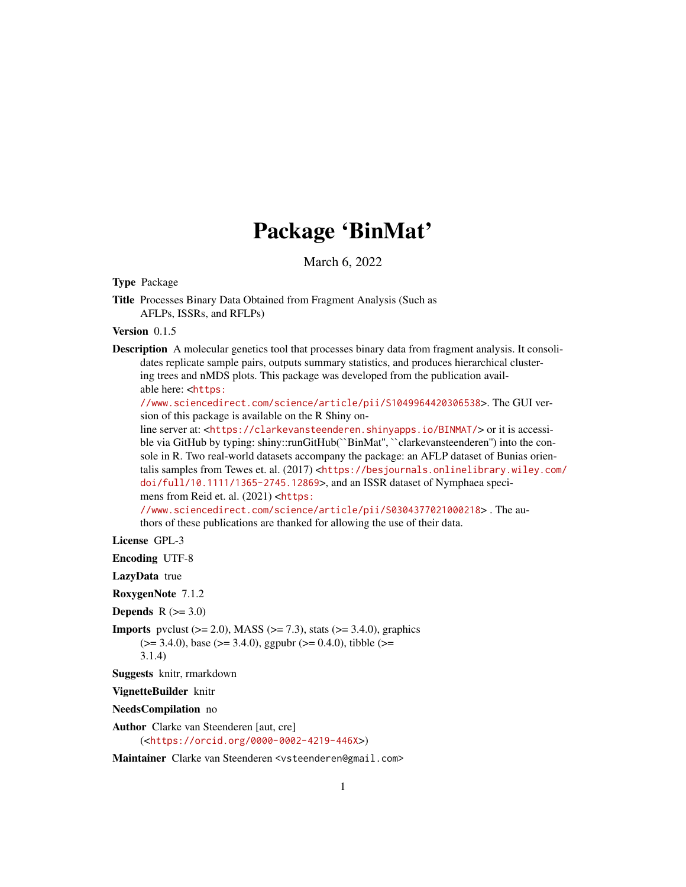# Package 'BinMat'

March 6, 2022

**Type** Package

**Title** Processes Binary Data Obtained from Fragment Analysis (Such as AFLPs, ISSRs, and RFLPs)

**Version** 0.1.5

**Description** A molecular genetics tool that processes binary data from fragment analysis. It consolidates replicate sample pairs, outputs summary statistics, and produces hierarchical clustering trees and nMDS plots. This package was developed from the publication available here: <https://www.sciencedirect.com/science/article/pii/S1049964420306538>. The GUI version of this package is available on the R Shiny online server at: <https://clarkevansteenderen.shinyapps.io/BINMAT/> or it is accessible via GitHub by typing: shiny::runGitHub(``BinMat'', ``clarkevansteenderen'') into the console in R. Two real-world datasets accompany the package: an AFLP dataset of Bunias orientalis samples from Tewes et. al. (2017) <https://besjournals.onlinelibrary.wiley.com/doi/full/10.1111/1365-2745.12869>, and an ISSR dataset of Nymphaea specimens from Reid et. al. (2021) <https://www.sciencedirect.com/science/article/pii/S0304377021000218> . The authors of these publications are thanked for allowing the use of their data.

**License** GPL-3

**Encoding** UTF-8

**LazyData** true

**RoxygenNote** 7.1.2

**Depends** R (>= 3.0)

**Imports** pvclust (>= 2.0), MASS (>= 7.3), stats (>= 3.4.0), graphics (>= 3.4.0), base (>= 3.4.0), ggpubr (>= 0.4.0), tibble (>= 3.1.4)

**Suggests** knitr, rmarkdown

**VignetteBuilder** knitr

**NeedsCompilation** no

**Author** Clarke van Steenderen [aut, cre] (<https://orcid.org/0000-0002-4219-446X>)

**Maintainer** Clarke van Steenderen <vsteenderen@gmail.com>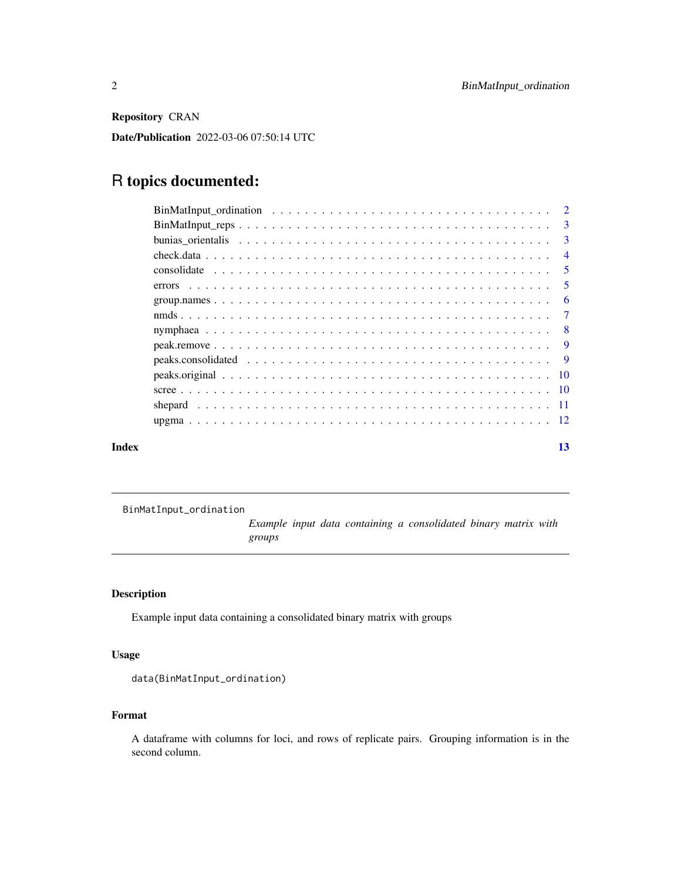**Repository** CRAN

**Date/Publication** 2022-03-06 07:50:14 UTC

# R topics documented:

- BinMatInput_ordination . . . . . . . . . . . . . . . . . . . . . . . . . . . . . . . . . 2
- BinMatInput_reps . . . . . . . . . . . . . . . . . . . . . . . . . . . . . . . . . . . . 3
- bunias_orientalis . . . . . . . . . . . . . . . . . . . . . . . . . . . . . . . . . . . 3
- check.data . . . . . . . . . . . . . . . . . . . . . . . . . . . . . . . . . . . . . . . 4
- consolidate . . . . . . . . . . . . . . . . . . . . . . . . . . . . . . . . . . . . . . 5
- errors . . . . . . . . . . . . . . . . . . . . . . . . . . . . . . . . . . . . . . . . . 5
- group.names . . . . . . . . . . . . . . . . . . . . . . . . . . . . . . . . . . . . . . 6
- nmds . . . . . . . . . . . . . . . . . . . . . . . . . . . . . . . . . . . . . . . . . . 7
- nymphaea . . . . . . . . . . . . . . . . . . . . . . . . . . . . . . . . . . . . . . . . 8
- peak.remove . . . . . . . . . . . . . . . . . . . . . . . . . . . . . . . . . . . . . . 9
- peaks.consolidated . . . . . . . . . . . . . . . . . . . . . . . . . . . . . . . . . . 9
- peaks.original . . . . . . . . . . . . . . . . . . . . . . . . . . . . . . . . . . . . . 10
- scree . . . . . . . . . . . . . . . . . . . . . . . . . . . . . . . . . . . . . . . . . . 10
- shepard . . . . . . . . . . . . . . . . . . . . . . . . . . . . . . . . . . . . . . . . . 11
- upgma . . . . . . . . . . . . . . . . . . . . . . . . . . . . . . . . . . . . . . . . . . 12

**Index** 13

---

`BinMatInput_ordination` *Example input data containing a consolidated binary matrix with groups*

---

### Description

Example input data containing a consolidated binary matrix with groups

### Usage

```
data(BinMatInput_ordination)
```

### Format

A dataframe with columns for loci, and rows of replicate pairs. Grouping information is in the second column.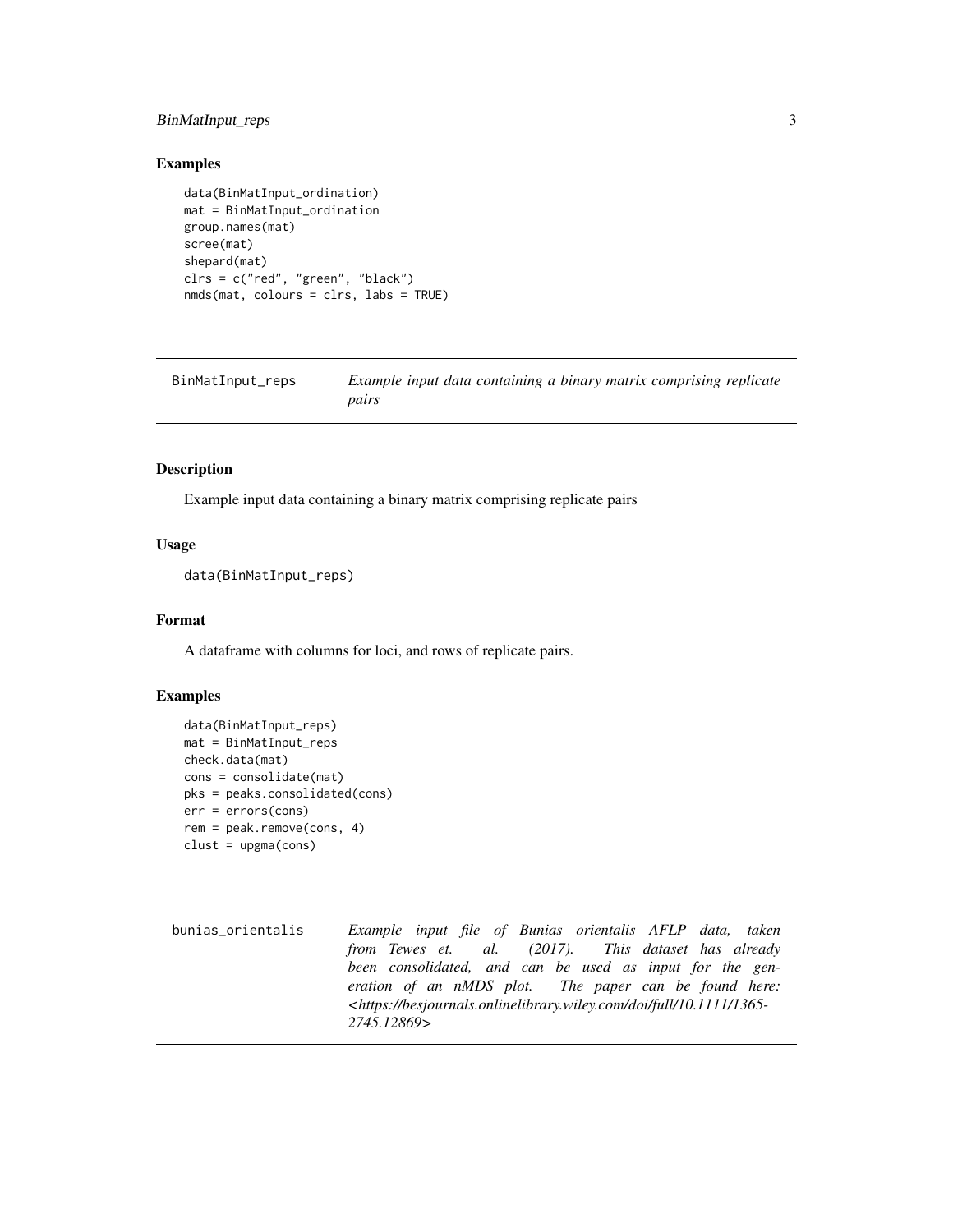### Examples

```
data(BinMatInput_ordination)
mat = BinMatInput_ordination
group.names(mat)
scree(mat)
shepard(mat)
clrs = c("red", "green", "black")
nmds(mat, colours = clrs, labs = TRUE)
```

---

## BinMatInput_reps — *Example input data containing a binary matrix comprising replicate pairs*

---

### Description

Example input data containing a binary matrix comprising replicate pairs

### Usage

```
data(BinMatInput_reps)
```

### Format

A dataframe with columns for loci, and rows of replicate pairs.

### Examples

```
data(BinMatInput_reps)
mat = BinMatInput_reps
check.data(mat)
cons = consolidate(mat)
pks = peaks.consolidated(cons)
err = errors(cons)
rem = peak.remove(cons, 4)
clust = upgma(cons)
```

---

## bunias_orientalis — *Example input file of Bunias orientalis AFLP data, taken from Tewes et. al. (2017). This dataset has already been consolidated, and can be used as input for the generation of an nMDS plot. The paper can be found here: <https://besjournals.onlinelibrary.wiley.com/doi/full/10.1111/1365-2745.12869>*

---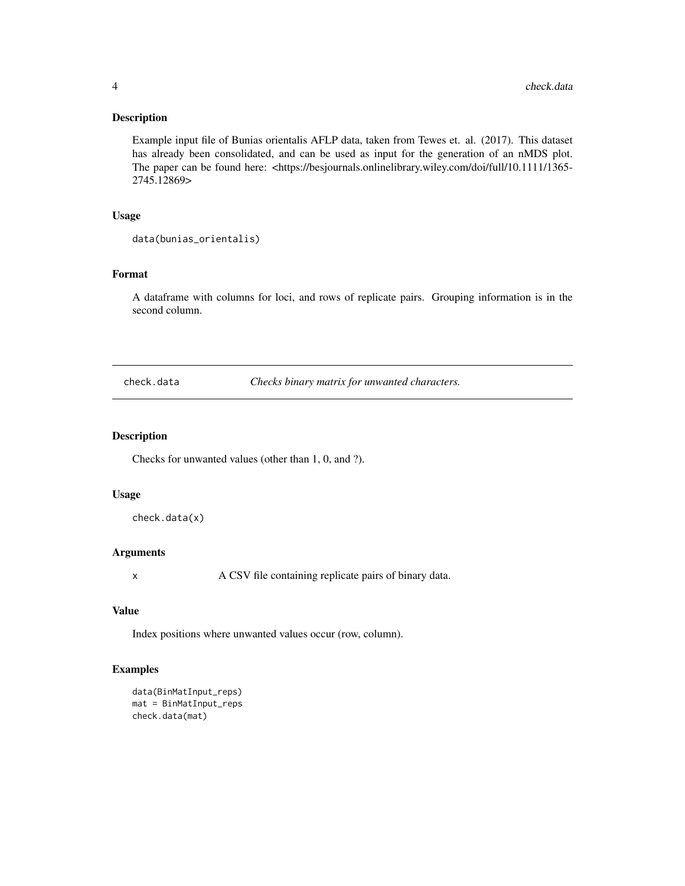## Description

Example input file of Bunias orientalis AFLP data, taken from Tewes et. al. (2017). This dataset has already been consolidated, and can be used as input for the generation of an nMDS plot. The paper can be found here: <https://besjournals.onlinelibrary.wiley.com/doi/full/10.1111/1365-2745.12869>

## Usage

```
data(bunias_orientalis)
```

## Format

A dataframe with columns for loci, and rows of replicate pairs. Grouping information is in the second column.

---

# check.data *Checks binary matrix for unwanted characters.*

---

## Description

Checks for unwanted values (other than 1, 0, and ?).

## Usage

```
check.data(x)
```

## Arguments

| | |
|---|---|
| x | A CSV file containing replicate pairs of binary data. |

## Value

Index positions where unwanted values occur (row, column).

## Examples

```
data(BinMatInput_reps)
mat = BinMatInput_reps
check.data(mat)
```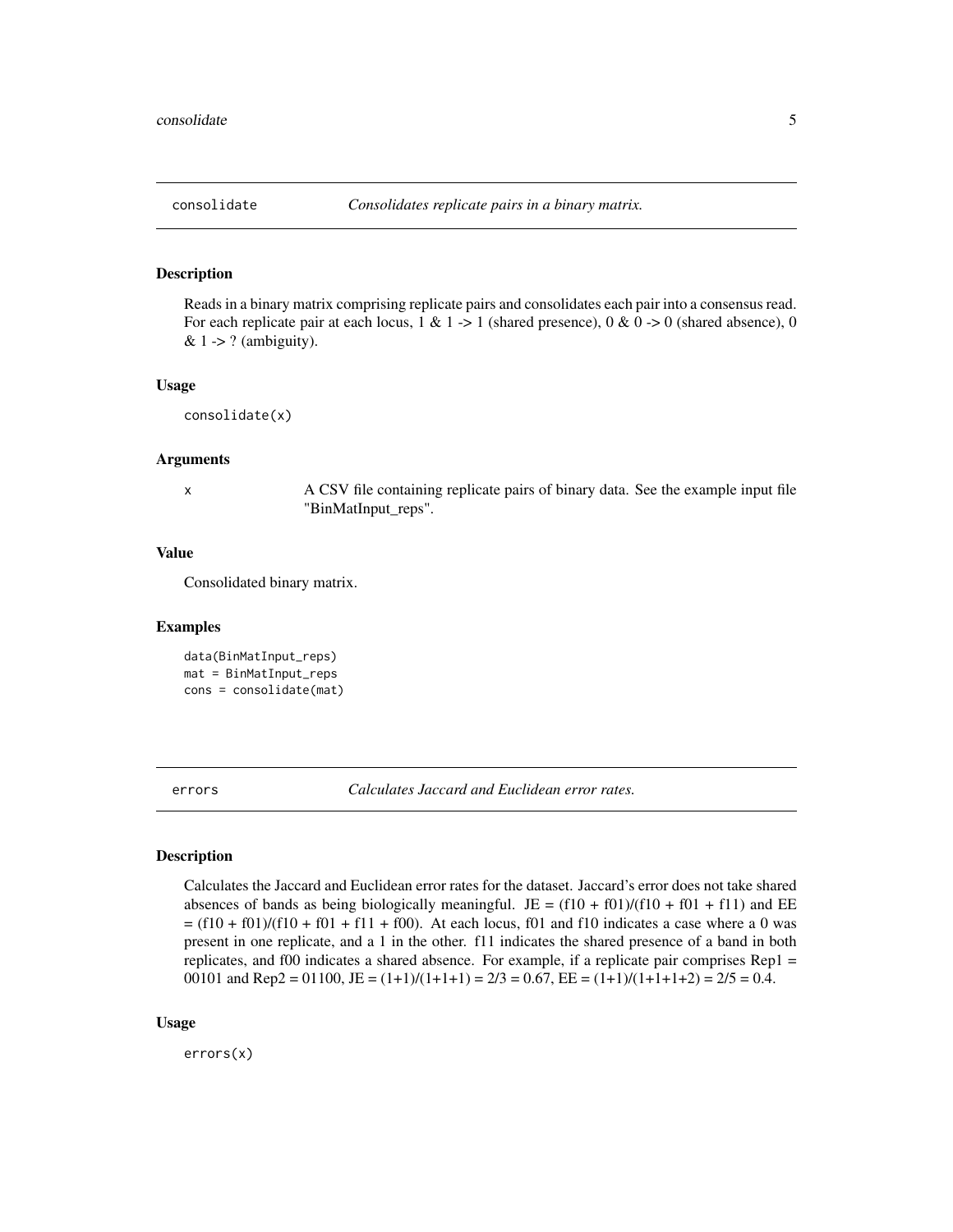## consolidate — *Consolidates replicate pairs in a binary matrix.*

### Description

Reads in a binary matrix comprising replicate pairs and consolidates each pair into a consensus read. For each replicate pair at each locus, 1 & 1 -> 1 (shared presence), 0 & 0 -> 0 (shared absence), 0 & 1 -> ? (ambiguity).

### Usage

```
consolidate(x)
```

### Arguments

| | |
|---|---|
| x | A CSV file containing replicate pairs of binary data. See the example input file "BinMatInput_reps". |

### Value

Consolidated binary matrix.

### Examples

```
data(BinMatInput_reps)
mat = BinMatInput_reps
cons = consolidate(mat)
```

## errors — *Calculates Jaccard and Euclidean error rates.*

### Description

Calculates the Jaccard and Euclidean error rates for the dataset. Jaccard's error does not take shared absences of bands as being biologically meaningful. JE = (f10 + f01)/(f10 + f01 + f11) and EE = (f10 + f01)/(f10 + f01 + f11 + f00). At each locus, f01 and f10 indicates a case where a 0 was present in one replicate, and a 1 in the other. f11 indicates the shared presence of a band in both replicates, and f00 indicates a shared absence. For example, if a replicate pair comprises Rep1 = 00101 and Rep2 = 01100, JE = (1+1)/(1+1+1) = 2/3 = 0.67, EE = (1+1)/(1+1+1+2) = 2/5 = 0.4.

### Usage

```
errors(x)
```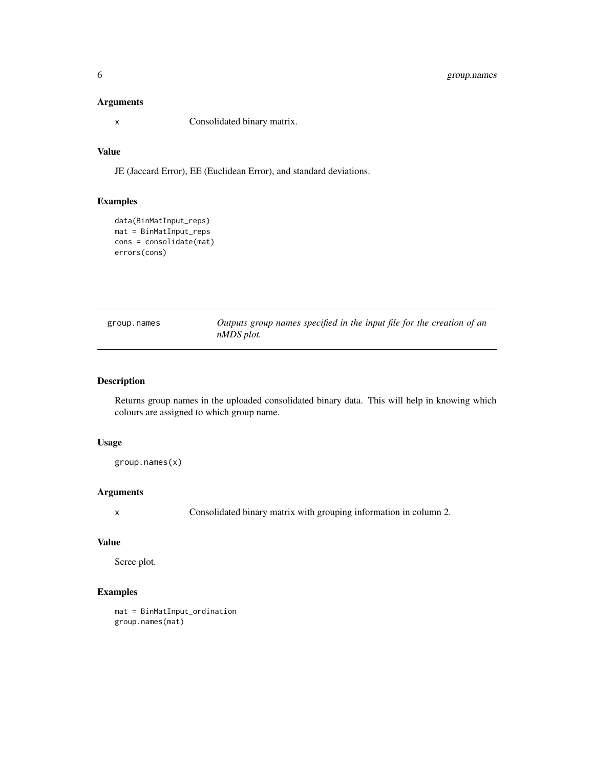### Arguments

x Consolidated binary matrix.

### Value

JE (Jaccard Error), EE (Euclidean Error), and standard deviations.

### Examples

```
data(BinMatInput_reps)
mat = BinMatInput_reps
cons = consolidate(mat)
errors(cons)
```

---

## group.names *Outputs group names specified in the input file for the creation of an nMDS plot.*

---

### Description

Returns group names in the uploaded consolidated binary data. This will help in knowing which colours are assigned to which group name.

### Usage

```
group.names(x)
```

### Arguments

x Consolidated binary matrix with grouping information in column 2.

### Value

Scree plot.

### Examples

```
mat = BinMatInput_ordination
group.names(mat)
```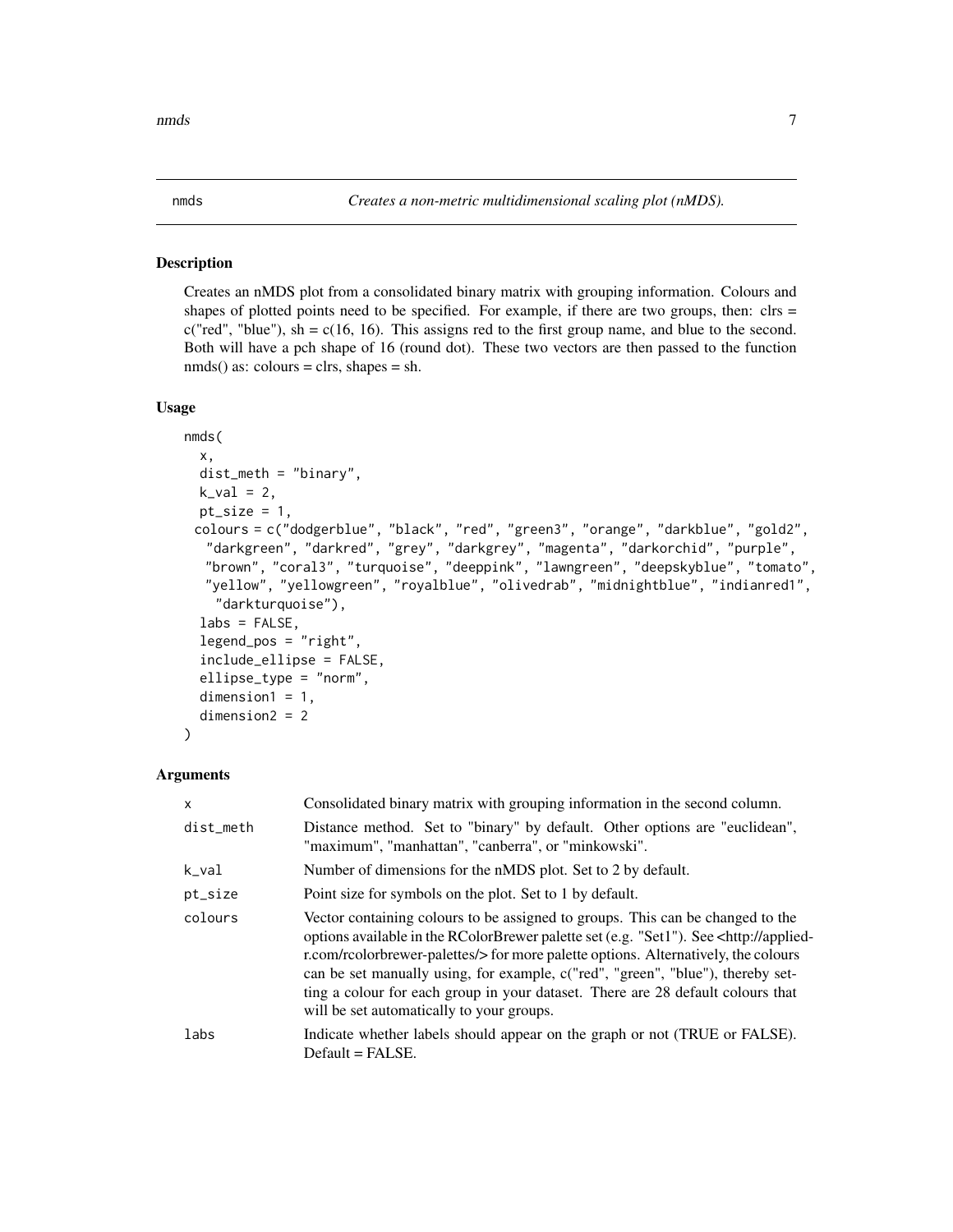# nmds — *Creates a non-metric multidimensional scaling plot (nMDS).*

## Description

Creates an nMDS plot from a consolidated binary matrix with grouping information. Colours and shapes of plotted points need to be specified. For example, if there are two groups, then: clrs = c("red", "blue"), sh = c(16, 16). This assigns red to the first group name, and blue to the second. Both will have a pch shape of 16 (round dot). These two vectors are then passed to the function nmds() as: colours = clrs, shapes = sh.

## Usage

```
nmds(
  x,
  dist_meth = "binary",
  k_val = 2,
  pt_size = 1,
 colours = c("dodgerblue", "black", "red", "green3", "orange", "darkblue", "gold2",
   "darkgreen", "darkred", "grey", "darkgrey", "magenta", "darkorchid", "purple",
   "brown", "coral3", "turquoise", "deeppink", "lawngreen", "deepskyblue", "tomato",
   "yellow", "yellowgreen", "royalblue", "olivedrab", "midnightblue", "indianred1",
    "darkturquoise"),
  labs = FALSE,
  legend_pos = "right",
  include_ellipse = FALSE,
  ellipse_type = "norm",
  dimension1 = 1,
  dimension2 = 2
)
```

## Arguments

| | |
|---|---|
| x | Consolidated binary matrix with grouping information in the second column. |
| dist_meth | Distance method. Set to "binary" by default. Other options are "euclidean", "maximum", "manhattan", "canberra", or "minkowski". |
| k_val | Number of dimensions for the nMDS plot. Set to 2 by default. |
| pt_size | Point size for symbols on the plot. Set to 1 by default. |
| colours | Vector containing colours to be assigned to groups. This can be changed to the options available in the RColorBrewer palette set (e.g. "Set1"). See <http://applied-r.com/rcolorbrewer-palettes/> for more palette options. Alternatively, the colours can be set manually using, for example, c("red", "green", "blue"), thereby setting a colour for each group in your dataset. There are 28 default colours that will be set automatically to your groups. |
| labs | Indicate whether labels should appear on the graph or not (TRUE or FALSE). Default = FALSE. |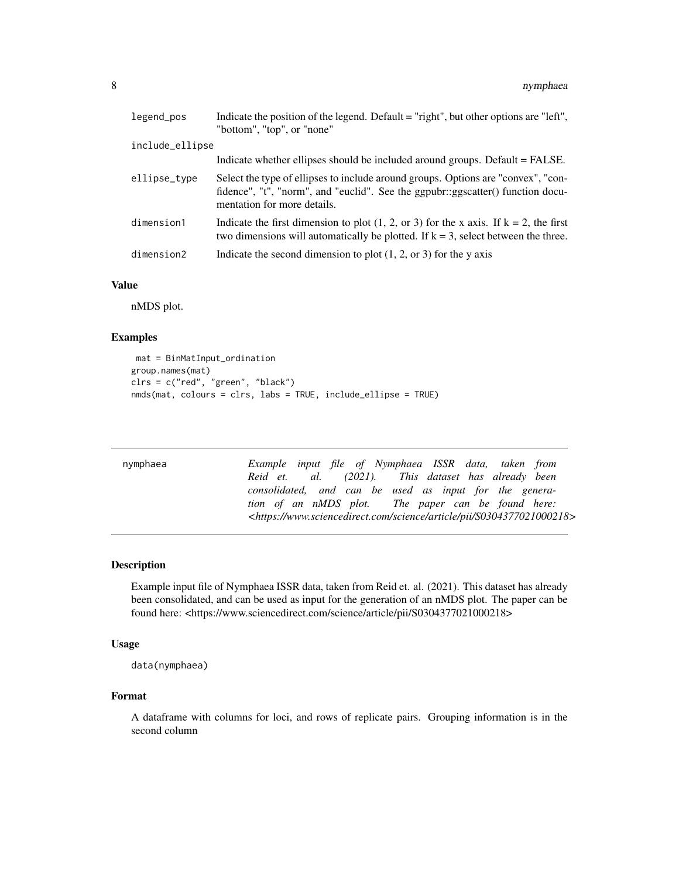| | |
|---|---|
| legend_pos | Indicate the position of the legend. Default = "right", but other options are "left", "bottom", "top", or "none" |
| include_ellipse | Indicate whether ellipses should be included around groups. Default = FALSE. |
| ellipse_type | Select the type of ellipses to include around groups. Options are "convex", "confidence", "t", "norm", and "euclid". See the ggpubr::ggscatter() function documentation for more details. |
| dimension1 | Indicate the first dimension to plot (1, 2, or 3) for the x axis. If k = 2, the first two dimensions will automatically be plotted. If k = 3, select between the three. |
| dimension2 | Indicate the second dimension to plot (1, 2, or 3) for the y axis |

### Value

nMDS plot.

### Examples

```
 mat = BinMatInput_ordination
group.names(mat)
clrs = c("red", "green", "black")
nmds(mat, colours = clrs, labs = TRUE, include_ellipse = TRUE)
```

---

## nymphaea

*Example input file of Nymphaea ISSR data, taken from Reid et. al. (2021). This dataset has already been consolidated, and can be used as input for the generation of an nMDS plot. The paper can be found here: <https://www.sciencedirect.com/science/article/pii/S0304377021000218>*

---

### Description

Example input file of Nymphaea ISSR data, taken from Reid et. al. (2021). This dataset has already been consolidated, and can be used as input for the generation of an nMDS plot. The paper can be found here: <https://www.sciencedirect.com/science/article/pii/S0304377021000218>

### Usage

```
data(nymphaea)
```

### Format

A dataframe with columns for loci, and rows of replicate pairs. Grouping information is in the second column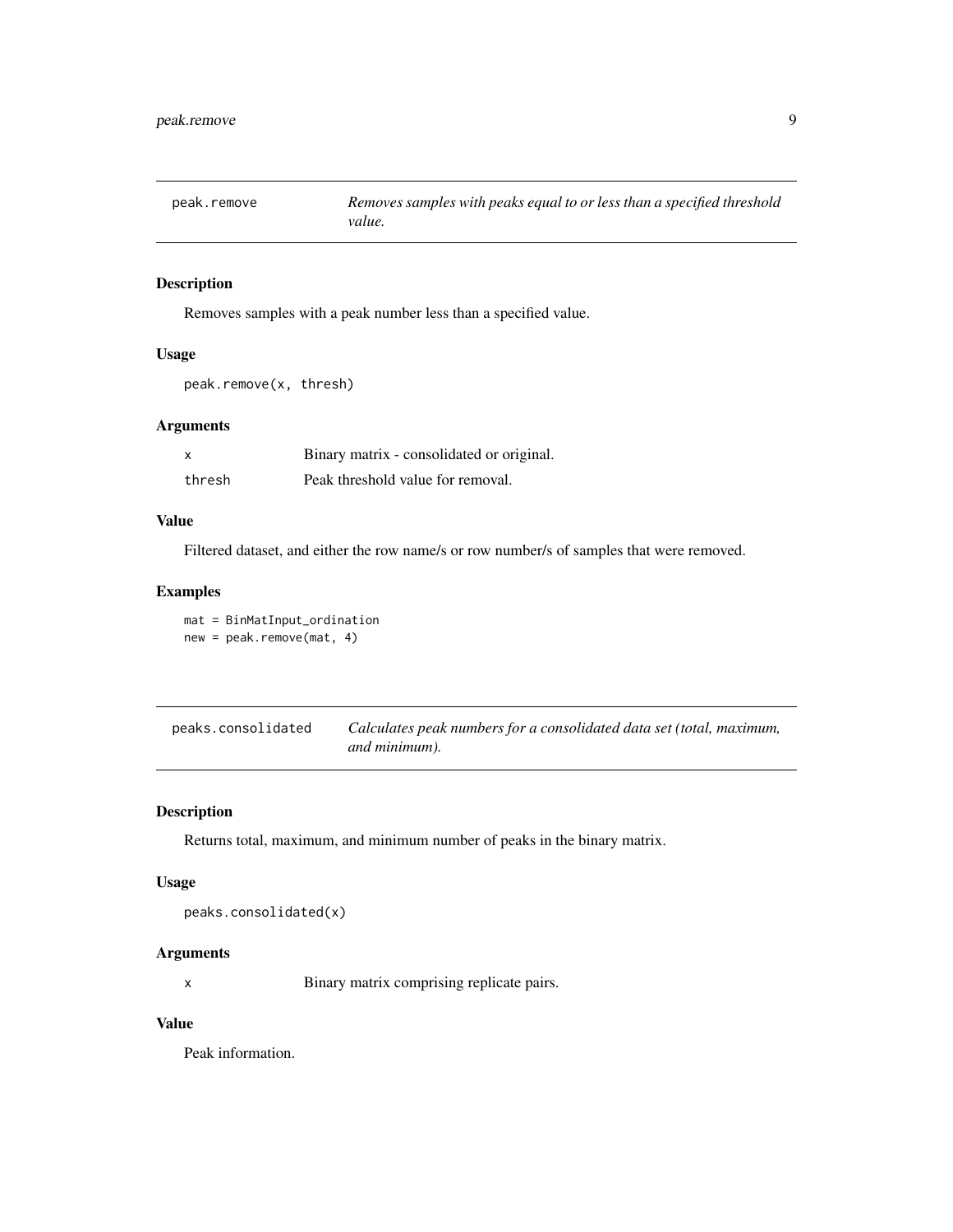## peak.remove — *Removes samples with peaks equal to or less than a specified threshold value.*

### Description

Removes samples with a peak number less than a specified value.

### Usage

```
peak.remove(x, thresh)
```

### Arguments

| | |
|---|---|
| `x` | Binary matrix - consolidated or original. |
| `thresh` | Peak threshold value for removal. |

### Value

Filtered dataset, and either the row name/s or row number/s of samples that were removed.

### Examples

```
mat = BinMatInput_ordination
new = peak.remove(mat, 4)
```

## peaks.consolidated — *Calculates peak numbers for a consolidated data set (total, maximum, and minimum).*

### Description

Returns total, maximum, and minimum number of peaks in the binary matrix.

### Usage

```
peaks.consolidated(x)
```

### Arguments

| | |
|---|---|
| `x` | Binary matrix comprising replicate pairs. |

### Value

Peak information.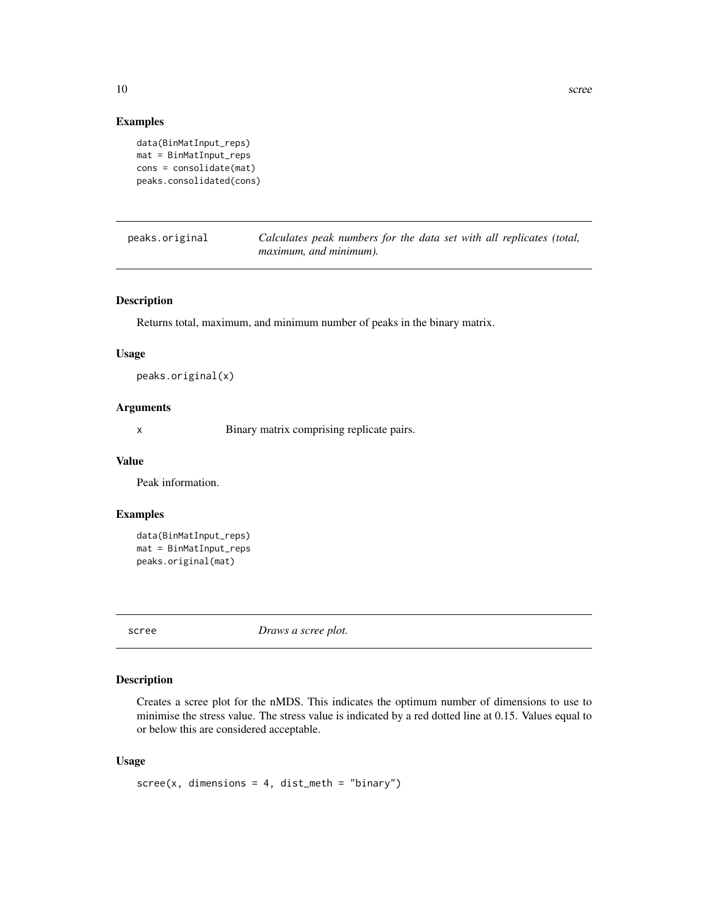### Examples

```
data(BinMatInput_reps)
mat = BinMatInput_reps
cons = consolidate(mat)
peaks.consolidated(cons)
```

## peaks.original — *Calculates peak numbers for the data set with all replicates (total, maximum, and minimum).*

### Description

Returns total, maximum, and minimum number of peaks in the binary matrix.

### Usage

```
peaks.original(x)
```

### Arguments

| | |
|---|---|
| x | Binary matrix comprising replicate pairs. |

### Value

Peak information.

### Examples

```
data(BinMatInput_reps)
mat = BinMatInput_reps
peaks.original(mat)
```

## scree — *Draws a scree plot.*

### Description

Creates a scree plot for the nMDS. This indicates the optimum number of dimensions to use to minimise the stress value. The stress value is indicated by a red dotted line at 0.15. Values equal to or below this are considered acceptable.

### Usage

```
scree(x, dimensions = 4, dist_meth = "binary")
```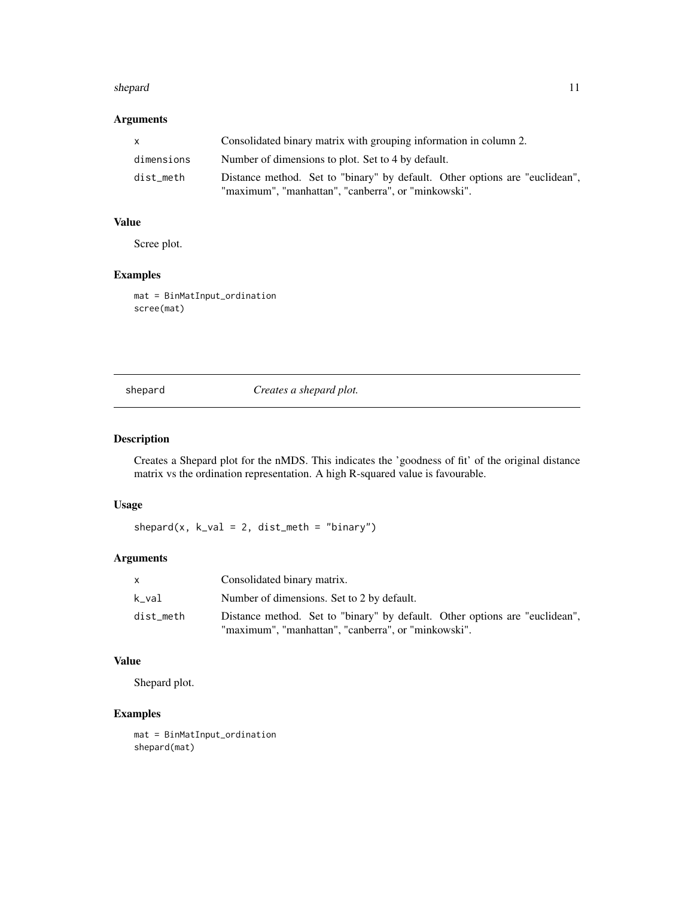### Arguments

| | |
|---|---|
| x | Consolidated binary matrix with grouping information in column 2. |
| dimensions | Number of dimensions to plot. Set to 4 by default. |
| dist_meth | Distance method. Set to "binary" by default. Other options are "euclidean", "maximum", "manhattan", "canberra", or "minkowski". |

### Value

Scree plot.

### Examples

```
mat = BinMatInput_ordination
scree(mat)
```

---

## shepard — *Creates a shepard plot.*

---

### Description

Creates a Shepard plot for the nMDS. This indicates the 'goodness of fit' of the original distance matrix vs the ordination representation. A high R-squared value is favourable.

### Usage

```
shepard(x, k_val = 2, dist_meth = "binary")
```

### Arguments

| | |
|---|---|
| x | Consolidated binary matrix. |
| k_val | Number of dimensions. Set to 2 by default. |
| dist_meth | Distance method. Set to "binary" by default. Other options are "euclidean", "maximum", "manhattan", "canberra", or "minkowski". |

### Value

Shepard plot.

### Examples

```
mat = BinMatInput_ordination
shepard(mat)
```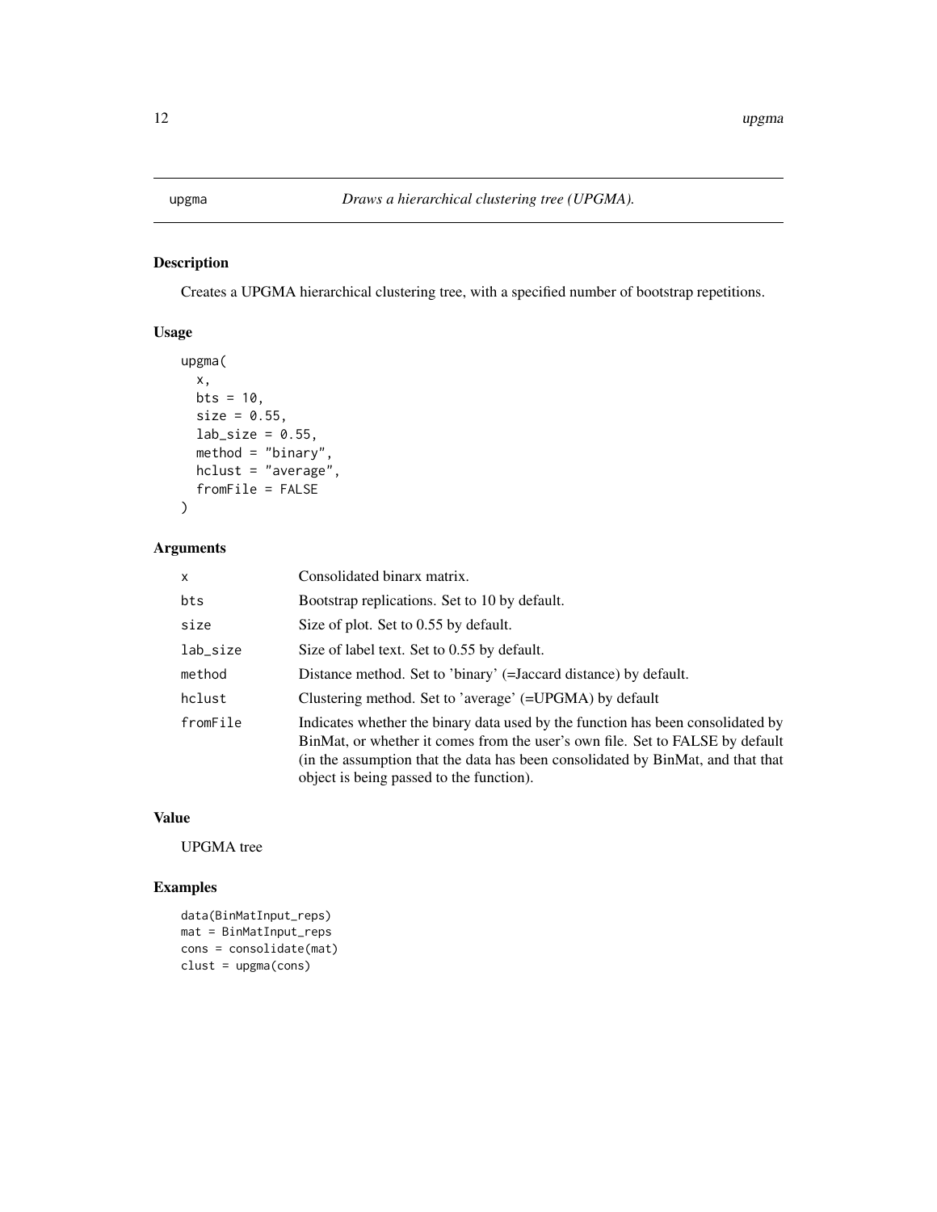## upgma — *Draws a hierarchical clustering tree (UPGMA).*

### Description

Creates a UPGMA hierarchical clustering tree, with a specified number of bootstrap repetitions.

### Usage

```
upgma(
  x,
  bts = 10,
  size = 0.55,
  lab_size = 0.55,
  method = "binary",
  hclust = "average",
  fromFile = FALSE
)
```

### Arguments

| | |
|---|---|
| x | Consolidated binarx matrix. |
| bts | Bootstrap replications. Set to 10 by default. |
| size | Size of plot. Set to 0.55 by default. |
| lab_size | Size of label text. Set to 0.55 by default. |
| method | Distance method. Set to 'binary' (=Jaccard distance) by default. |
| hclust | Clustering method. Set to 'average' (=UPGMA) by default |
| fromFile | Indicates whether the binary data used by the function has been consolidated by BinMat, or whether it comes from the user's own file. Set to FALSE by default (in the assumption that the data has been consolidated by BinMat, and that that object is being passed to the function). |

### Value

UPGMA tree

### Examples

```
data(BinMatInput_reps)
mat = BinMatInput_reps
cons = consolidate(mat)
clust = upgma(cons)
```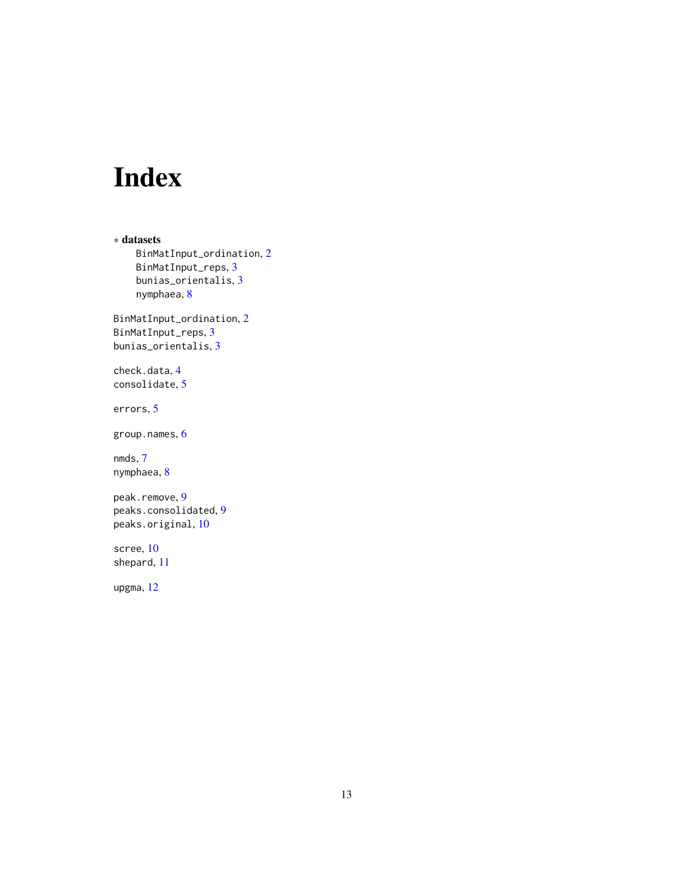# Index

∗ **datasets**
    BinMatInput_ordination, 2
    BinMatInput_reps, 3
    bunias_orientalis, 3
    nymphaea, 8

BinMatInput_ordination, 2
BinMatInput_reps, 3
bunias_orientalis, 3

check.data, 4
consolidate, 5

errors, 5

group.names, 6

nmds, 7
nymphaea, 8

peak.remove, 9
peaks.consolidated, 9
peaks.original, 10

scree, 10
shepard, 11

upgma, 12